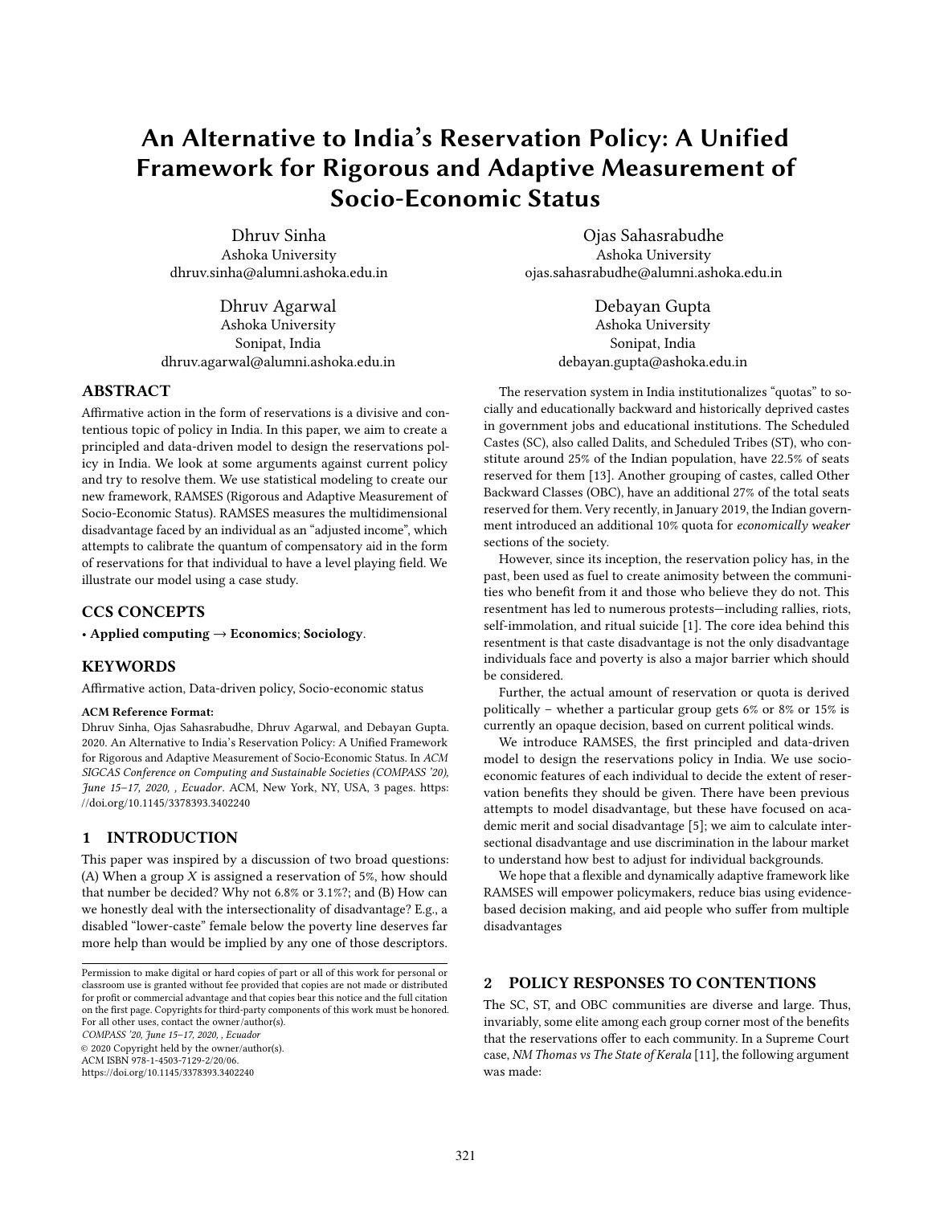# An Alternative to India's Reservation Policy: A Unified Framework for Rigorous and Adaptive Measurement of Socio-Economic Status

Dhruv Sinha
Ashoka University
dhruv.sinha@alumni.ashoka.edu.in

Ojas Sahasrabudhe
Ashoka University
ojas.sahasrabudhe@alumni.ashoka.edu.in

Dhruv Agarwal
Ashoka University
Sonipat, India
dhruv.agarwal@alumni.ashoka.edu.in

Debayan Gupta
Ashoka University
Sonipat, India
debayan.gupta@ashoka.edu.in

## ABSTRACT

Affirmative action in the form of reservations is a divisive and contentious topic of policy in India. In this paper, we aim to create a principled and data-driven model to design the reservations policy in India. We look at some arguments against current policy and try to resolve them. We use statistical modeling to create our new framework, RAMSES (Rigorous and Adaptive Measurement of Socio-Economic Status). RAMSES measures the multidimensional disadvantage faced by an individual as an "adjusted income", which attempts to calibrate the quantum of compensatory aid in the form of reservations for that individual to have a level playing field. We illustrate our model using a case study.

## CCS CONCEPTS

• **Applied computing** → **Economics**; **Sociology**.

## KEYWORDS

Affirmative action, Data-driven policy, Socio-economic status

**ACM Reference Format:**
Dhruv Sinha, Ojas Sahasrabudhe, Dhruv Agarwal, and Debayan Gupta. 2020. An Alternative to India's Reservation Policy: A Unified Framework for Rigorous and Adaptive Measurement of Socio-Economic Status. In *ACM SIGCAS Conference on Computing and Sustainable Societies (COMPASS '20), June 15–17, 2020, , Ecuador*. ACM, New York, NY, USA, 3 pages. https://doi.org/10.1145/3378393.3402240

## 1 INTRODUCTION

This paper was inspired by a discussion of two broad questions: (A) When a group $X$ is assigned a reservation of 5%, how should that number be decided? Why not 6.8% or 3.1%?; and (B) How can we honestly deal with the intersectionality of disadvantage? E.g., a disabled "lower-caste" female below the poverty line deserves far more help than would be implied by any one of those descriptors.

Permission to make digital or hard copies of part or all of this work for personal or classroom use is granted without fee provided that copies are not made or distributed for profit or commercial advantage and that copies bear this notice and the full citation on the first page. Copyrights for third-party components of this work must be honored. For all other uses, contact the owner/author(s).
*COMPASS '20, June 15–17, 2020, , Ecuador*
© 2020 Copyright held by the owner/author(s).
ACM ISBN 978-1-4503-7129-2/20/06.
https://doi.org/10.1145/3378393.3402240

The reservation system in India institutionalizes "quotas" to socially and educationally backward and historically deprived castes in government jobs and educational institutions. The Scheduled Castes (SC), also called Dalits, and Scheduled Tribes (ST), who constitute around 25% of the Indian population, have 22.5% of seats reserved for them [13]. Another grouping of castes, called Other Backward Classes (OBC), have an additional 27% of the total seats reserved for them. Very recently, in January 2019, the Indian government introduced an additional 10% quota for *economically weaker* sections of the society.

However, since its inception, the reservation policy has, in the past, been used as fuel to create animosity between the communities who benefit from it and those who believe they do not. This resentment has led to numerous protests—including rallies, riots, self-immolation, and ritual suicide [1]. The core idea behind this resentment is that caste disadvantage is not the only disadvantage individuals face and poverty is also a major barrier which should be considered.

Further, the actual amount of reservation or quota is derived politically – whether a particular group gets 6% or 8% or 15% is currently an opaque decision, based on current political winds.

We introduce RAMSES, the first principled and data-driven model to design the reservations policy in India. We use socio-economic features of each individual to decide the extent of reservation benefits they should be given. There have been previous attempts to model disadvantage, but these have focused on academic merit and social disadvantage [5]; we aim to calculate intersectional disadvantage and use discrimination in the labour market to understand how best to adjust for individual backgrounds.

We hope that a flexible and dynamically adaptive framework like RAMSES will empower policymakers, reduce bias using evidence-based decision making, and aid people who suffer from multiple disadvantages

## 2 POLICY RESPONSES TO CONTENTIONS

The SC, ST, and OBC communities are diverse and large. Thus, invariably, some elite among each group corner most of the benefits that the reservations offer to each community. In a Supreme Court case, *NM Thomas vs The State of Kerala* [11], the following argument was made: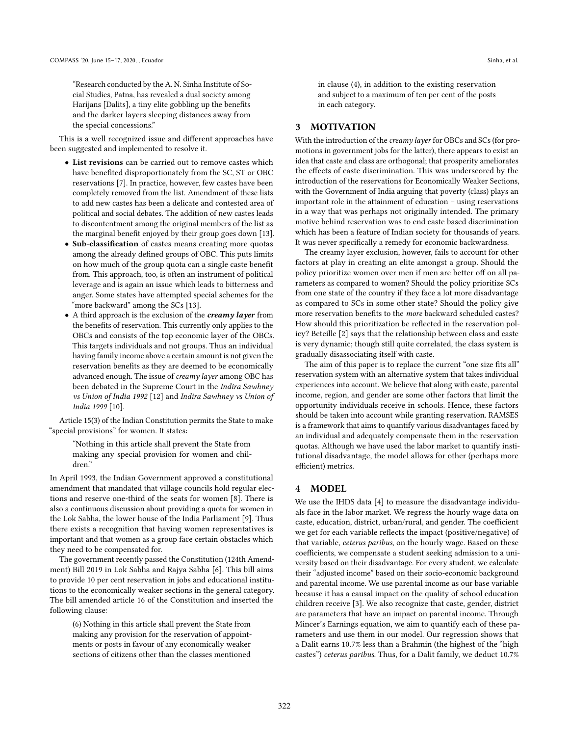"Research conducted by the A. N. Sinha Institute of Social Studies, Patna, has revealed a dual society among Harijans [Dalits], a tiny elite gobbling up the benefits and the darker layers sleeping distances away from the special concessions."

This is a well recognized issue and different approaches have been suggested and implemented to resolve it.

- **List revisions** can be carried out to remove castes which have benefited disproportionately from the SC, ST or OBC reservations [7]. In practice, however, few castes have been completely removed from the list. Amendment of these lists to add new castes has been a delicate and contested area of political and social debates. The addition of new castes leads to discontentment among the original members of the list as the marginal benefit enjoyed by their group goes down [13].
- **Sub-classification** of castes means creating more quotas among the already defined groups of OBC. This puts limits on how much of the group quota can a single caste benefit from. This approach, too, is often an instrument of political leverage and is again an issue which leads to bitterness and anger. Some states have attempted special schemes for the "more backward" among the SCs [13].
- A third approach is the exclusion of the ***creamy layer*** from the benefits of reservation. This currently only applies to the OBCs and consists of the top economic layer of the OBCs. This targets individuals and not groups. Thus an individual having family income above a certain amount is not given the reservation benefits as they are deemed to be economically advanced enough. The issue of *creamy layer* among OBC has been debated in the Supreme Court in the *Indira Sawhney vs Union of India 1992* [12] and *Indira Sawhney vs Union of India 1999* [10].

Article 15(3) of the Indian Constitution permits the State to make "special provisions" for women. It states:

> "Nothing in this article shall prevent the State from making any special provision for women and children."

In April 1993, the Indian Government approved a constitutional amendment that mandated that village councils hold regular elections and reserve one-third of the seats for women [8]. There is also a continuous discussion about providing a quota for women in the Lok Sabha, the lower house of the India Parliament [9]. Thus there exists a recognition that having women representatives is important and that women as a group face certain obstacles which they need to be compensated for.

The government recently passed the Constitution (124th Amendment) Bill 2019 in Lok Sabha and Rajya Sabha [6]. This bill aims to provide 10 per cent reservation in jobs and educational institutions to the economically weaker sections in the general category. The bill amended article 16 of the Constitution and inserted the following clause:

> (6) Nothing in this article shall prevent the State from making any provision for the reservation of appointments or posts in favour of any economically weaker sections of citizens other than the classes mentioned in clause (4), in addition to the existing reservation and subject to a maximum of ten per cent of the posts in each category.

## 3 MOTIVATION

With the introduction of the *creamy layer* for OBCs and SCs (for promotions in government jobs for the latter), there appears to exist an idea that caste and class are orthogonal; that prosperity ameliorates the effects of caste discrimination. This was underscored by the introduction of the reservations for Economically Weaker Sections, with the Government of India arguing that poverty (class) plays an important role in the attainment of education – using reservations in a way that was perhaps not originally intended. The primary motive behind reservation was to end caste based discrimination which has been a feature of Indian society for thousands of years. It was never specifically a remedy for economic backwardness.

The creamy layer exclusion, however, fails to account for other factors at play in creating an elite amongst a group. Should the policy prioritize women over men if men are better off on all parameters as compared to women? Should the policy prioritize SCs from one state of the country if they face a lot more disadvantage as compared to SCs in some other state? Should the policy give more reservation benefits to the *more* backward scheduled castes? How should this prioritization be reflected in the reservation policy? Beteille [2] says that the relationship between class and caste is very dynamic; though still quite correlated, the class system is gradually disassociating itself with caste.

The aim of this paper is to replace the current "one size fits all" reservation system with an alternative system that takes individual experiences into account. We believe that along with caste, parental income, region, and gender are some other factors that limit the opportunity individuals receive in schools. Hence, these factors should be taken into account while granting reservation. RAMSES is a framework that aims to quantify various disadvantages faced by an individual and adequately compensate them in the reservation quotas. Although we have used the labor market to quantify institutional disadvantage, the model allows for other (perhaps more efficient) metrics.

## 4 MODEL

We use the IHDS data [4] to measure the disadvantage individuals face in the labor market. We regress the hourly wage data on caste, education, district, urban/rural, and gender. The coefficient we get for each variable reflects the impact (positive/negative) of that variable, *ceterus paribus*, on the hourly wage. Based on these coefficients, we compensate a student seeking admission to a university based on their disadvantage. For every student, we calculate their "adjusted income" based on their socio-economic background and parental income. We use parental income as our base variable because it has a causal impact on the quality of school education children receive [3]. We also recognize that caste, gender, district are parameters that have an impact on parental income. Through Mincer's Earnings equation, we aim to quantify each of these parameters and use them in our model. Our regression shows that a Dalit earns 10.7% less than a Brahmin (the highest of the "high castes") *ceterus paribus*. Thus, for a Dalit family, we deduct 10.7%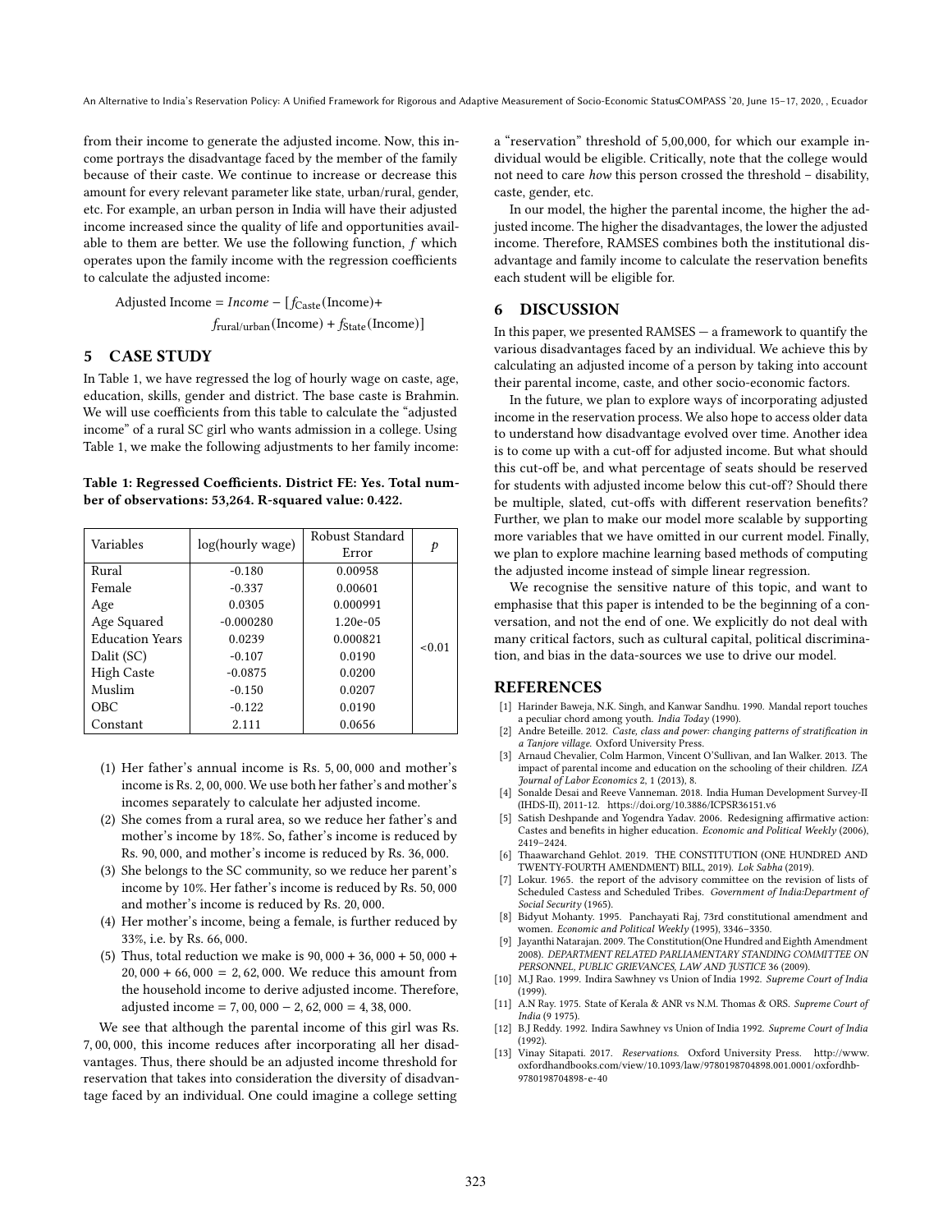from their income to generate the adjusted income. Now, this income portrays the disadvantage faced by the member of the family because of their caste. We continue to increase or decrease this amount for every relevant parameter like state, urban/rural, gender, etc. For example, an urban person in India will have their adjusted income increased since the quality of life and opportunities available to them are better. We use the following function, $f$ which operates upon the family income with the regression coefficients to calculate the adjusted income:

$$\text{Adjusted Income} = Income - [f_{\text{Caste}}(\text{Income}) + f_{\text{rural/urban}}(\text{Income}) + f_{\text{State}}(\text{Income})]$$

## 5 CASE STUDY

In Table 1, we have regressed the log of hourly wage on caste, age, education, skills, gender and district. The base caste is Brahmin. We will use coefficients from this table to calculate the "adjusted income" of a rural SC girl who wants admission in a college. Using Table 1, we make the following adjustments to her family income:

**Table 1: Regressed Coefficients. District FE: Yes. Total number of observations: 53,264. R-squared value: 0.422.**

| Variables | log(hourly wage) | Robust Standard Error | $p$ |
|---|---|---|---|
| Rural | -0.180 | 0.00958 | <0.01 |
| Female | -0.337 | 0.00601 | |
| Age | 0.0305 | 0.000991 | |
| Age Squared | -0.000280 | 1.20e-05 | |
| Education Years | 0.0239 | 0.000821 | |
| Dalit (SC) | -0.107 | 0.0190 | |
| High Caste | -0.0875 | 0.0200 | |
| Muslim | -0.150 | 0.0207 | |
| OBC | -0.122 | 0.0190 | |
| Constant | 2.111 | 0.0656 | |

(1) Her father's annual income is Rs. 5, 00, 000 and mother's income is Rs. 2, 00, 000. We use both her father's and mother's incomes separately to calculate her adjusted income.
(2) She comes from a rural area, so we reduce her father's and mother's income by 18%. So, father's income is reduced by Rs. 90, 000, and mother's income is reduced by Rs. 36, 000.
(3) She belongs to the SC community, so we reduce her parent's income by 10%. Her father's income is reduced by Rs. 50, 000 and mother's income is reduced by Rs. 20, 000.
(4) Her mother's income, being a female, is further reduced by 33%, i.e. by Rs. 66, 000.
(5) Thus, total reduction we make is 90, 000 + 36, 000 + 50, 000 + 20, 000 + 66, 000 = 2, 62, 000. We reduce this amount from the household income to derive adjusted income. Therefore, adjusted income = 7, 00, 000 − 2, 62, 000 = 4, 38, 000.

We see that although the parental income of this girl was Rs. 7, 00, 000, this income reduces after incorporating all her disadvantages. Thus, there should be an adjusted income threshold for reservation that takes into consideration the diversity of disadvantage faced by an individual. One could imagine a college setting a "reservation" threshold of 5,00,000, for which our example individual would be eligible. Critically, note that the college would not need to care *how* this person crossed the threshold – disability, caste, gender, etc.

In our model, the higher the parental income, the higher the adjusted income. The higher the disadvantages, the lower the adjusted income. Therefore, RAMSES combines both the institutional disadvantage and family income to calculate the reservation benefits each student will be eligible for.

## 6 DISCUSSION

In this paper, we presented RAMSES — a framework to quantify the various disadvantages faced by an individual. We achieve this by calculating an adjusted income of a person by taking into account their parental income, caste, and other socio-economic factors.

In the future, we plan to explore ways of incorporating adjusted income in the reservation process. We also hope to access older data to understand how disadvantage evolved over time. Another idea is to come up with a cut-off for adjusted income. But what should this cut-off be, and what percentage of seats should be reserved for students with adjusted income below this cut-off? Should there be multiple, slated, cut-offs with different reservation benefits? Further, we plan to make our model more scalable by supporting more variables that we have omitted in our current model. Finally, we plan to explore machine learning based methods of computing the adjusted income instead of simple linear regression.

We recognise the sensitive nature of this topic, and want to emphasise that this paper is intended to be the beginning of a conversation, and not the end of one. We explicitly do not deal with many critical factors, such as cultural capital, political discrimination, and bias in the data-sources we use to drive our model.

## REFERENCES

[1] Harinder Baweja, N.K. Singh, and Kanwar Sandhu. 1990. Mandal report touches a peculiar chord among youth. *India Today* (1990).
[2] Andre Beteille. 2012. *Caste, class and power: changing patterns of stratification in a Tanjore village.* Oxford University Press.
[3] Arnaud Chevalier, Colm Harmon, Vincent O'Sullivan, and Ian Walker. 2013. The impact of parental income and education on the schooling of their children. *IZA Journal of Labor Economics* 2, 1 (2013), 8.
[4] Sonalde Desai and Reeve Vanneman. 2018. India Human Development Survey-II (IHDS-II), 2011-12. https://doi.org/10.3886/ICPSR36151.v6
[5] Satish Deshpande and Yogendra Yadav. 2006. Redesigning affirmative action: Castes and benefits in higher education. *Economic and Political Weekly* (2006), 2419–2424.
[6] Thaawarchand Gehlot. 2019. THE CONSTITUTION (ONE HUNDRED AND TWENTY-FOURTH AMENDMENT) BILL, 2019). *Lok Sabha* (2019).
[7] Lokur. 1965. the report of the advisory committee on the revision of lists of Scheduled Castess and Scheduled Tribes. *Government of India:Department of Social Security* (1965).
[8] Bidyut Mohanty. 1995. Panchayati Raj, 73rd constitutional amendment and women. *Economic and Political Weekly* (1995), 3346–3350.
[9] Jayanthi Natarajan. 2009. The Constitution(One Hundred and Eighth Amendment 2008). *DEPARTMENT RELATED PARLIAMENTARY STANDING COMMITTEE ON PERSONNEL, PUBLIC GRIEVANCES, LAW AND JUSTICE* 36 (2009).
[10] M.J Rao. 1999. Indira Sawhney vs Union of India 1992. *Supreme Court of India* (1999).
[11] A.N Ray. 1975. State of Kerala & ANR vs N.M. Thomas & ORS. *Supreme Court of India* (9 1975).
[12] B.J Reddy. 1992. Indira Sawhney vs Union of India 1992. *Supreme Court of India* (1992).
[13] Vinay Sitapati. 2017. *Reservations.* Oxford University Press. http://www.oxfordhandbooks.com/view/10.1093/law/9780198704898.001.0001/oxfordhb-9780198704898-e-40